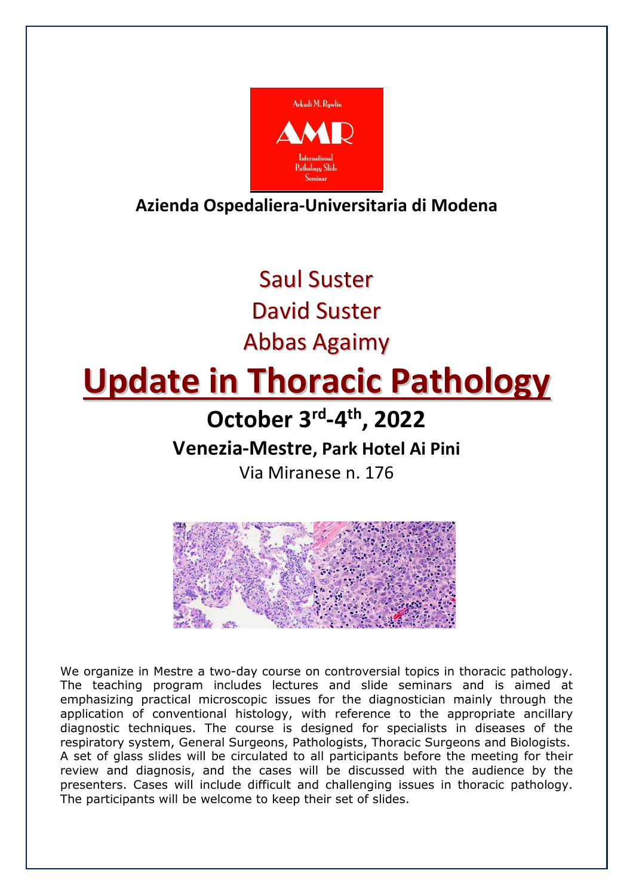Arkadi M. Rywlin

AMR

International Pathology Slide Seminar

**Azienda Ospedaliera-Universitaria di Modena**

Saul Suster

David Suster

Abbas Agaimy

# Update in Thoracic Pathology

## October 3rd-4th, 2022

**Venezia-Mestre, Park Hotel Ai Pini**

Via Miranese n. 176

We organize in Mestre a two-day course on controversial topics in thoracic pathology. The teaching program includes lectures and slide seminars and is aimed at emphasizing practical microscopic issues for the diagnostician mainly through the application of conventional histology, with reference to the appropriate ancillary diagnostic techniques. The course is designed for specialists in diseases of the respiratory system, General Surgeons, Pathologists, Thoracic Surgeons and Biologists. A set of glass slides will be circulated to all participants before the meeting for their review and diagnosis, and the cases will be discussed with the audience by the presenters. Cases will include difficult and challenging issues in thoracic pathology. The participants will be welcome to keep their set of slides.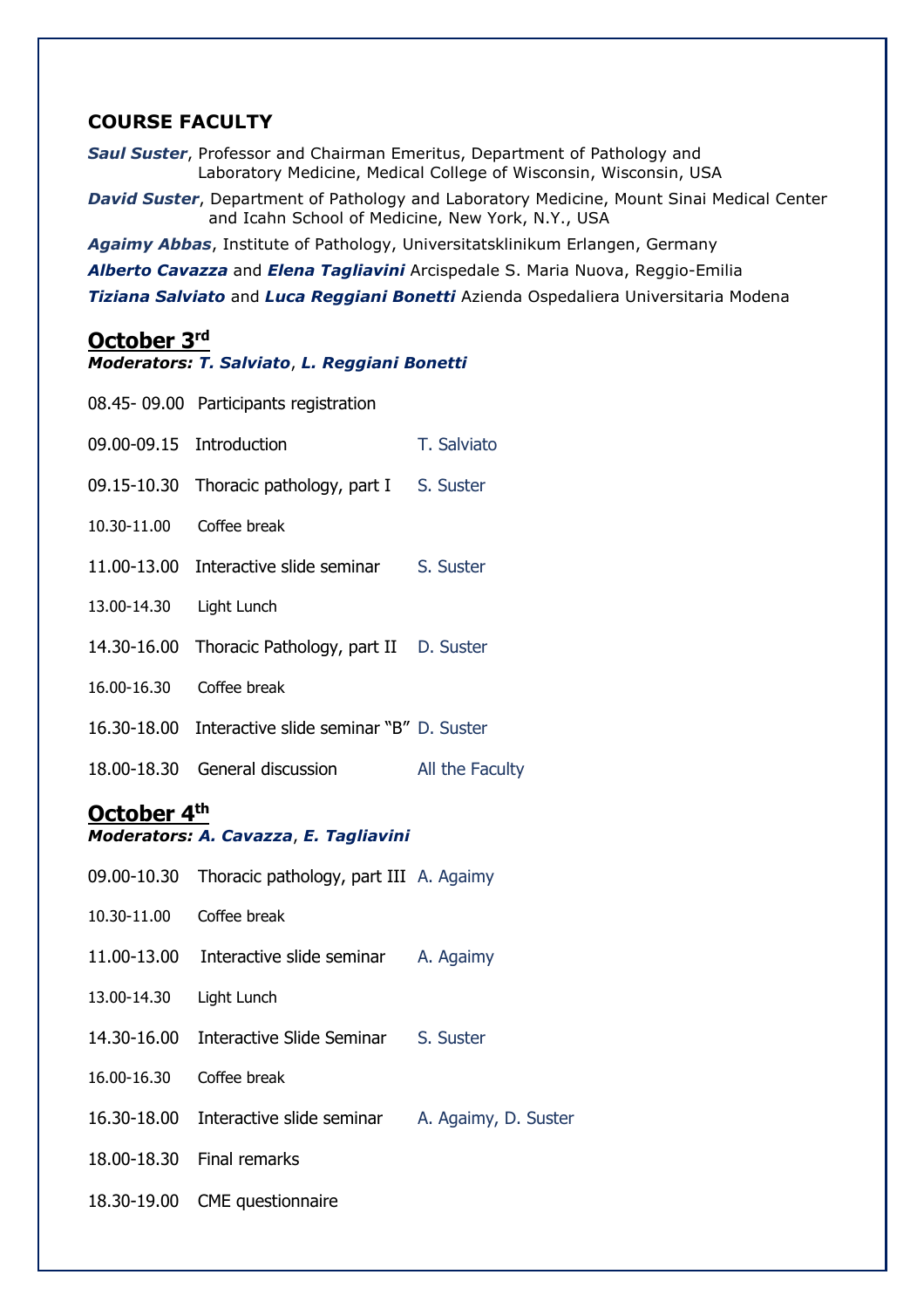## COURSE FACULTY

***Saul Suster***, Professor and Chairman Emeritus, Department of Pathology and Laboratory Medicine, Medical College of Wisconsin, Wisconsin, USA

***David Suster***, Department of Pathology and Laboratory Medicine, Mount Sinai Medical Center and Icahn School of Medicine, New York, N.Y., USA

***Agaimy Abbas***, Institute of Pathology, Universitatsklinikum Erlangen, Germany

***Alberto Cavazza*** and ***Elena Tagliavini*** Arcispedale S. Maria Nuova, Reggio-Emilia

***Tiziana Salviato*** and ***Luca Reggiani Bonetti*** Azienda Ospedaliera Universitaria Modena

## October 3rd

***Moderators: T. Salviato, L. Reggiani Bonetti***

| | | |
|---|---|---|
| 08.45- 09.00 | Participants registration | |
| 09.00-09.15 | Introduction | T. Salviato |
| 09.15-10.30 | Thoracic pathology, part I | S. Suster |
| 10.30-11.00 | Coffee break | |
| 11.00-13.00 | Interactive slide seminar | S. Suster |
| 13.00-14.30 | Light Lunch | |
| 14.30-16.00 | Thoracic Pathology, part II | D. Suster |
| 16.00-16.30 | Coffee break | |
| 16.30-18.00 | Interactive slide seminar "B" | D. Suster |
| 18.00-18.30 | General discussion | All the Faculty |

## October 4th

***Moderators: A. Cavazza, E. Tagliavini***

| | | |
|---|---|---|
| 09.00-10.30 | Thoracic pathology, part III | A. Agaimy |
| 10.30-11.00 | Coffee break | |
| 11.00-13.00 | Interactive slide seminar | A. Agaimy |
| 13.00-14.30 | Light Lunch | |
| 14.30-16.00 | Interactive Slide Seminar | S. Suster |
| 16.00-16.30 | Coffee break | |
| 16.30-18.00 | Interactive slide seminar | A. Agaimy, D. Suster |
| 18.00-18.30 | Final remarks | |
| 18.30-19.00 | CME questionnaire | |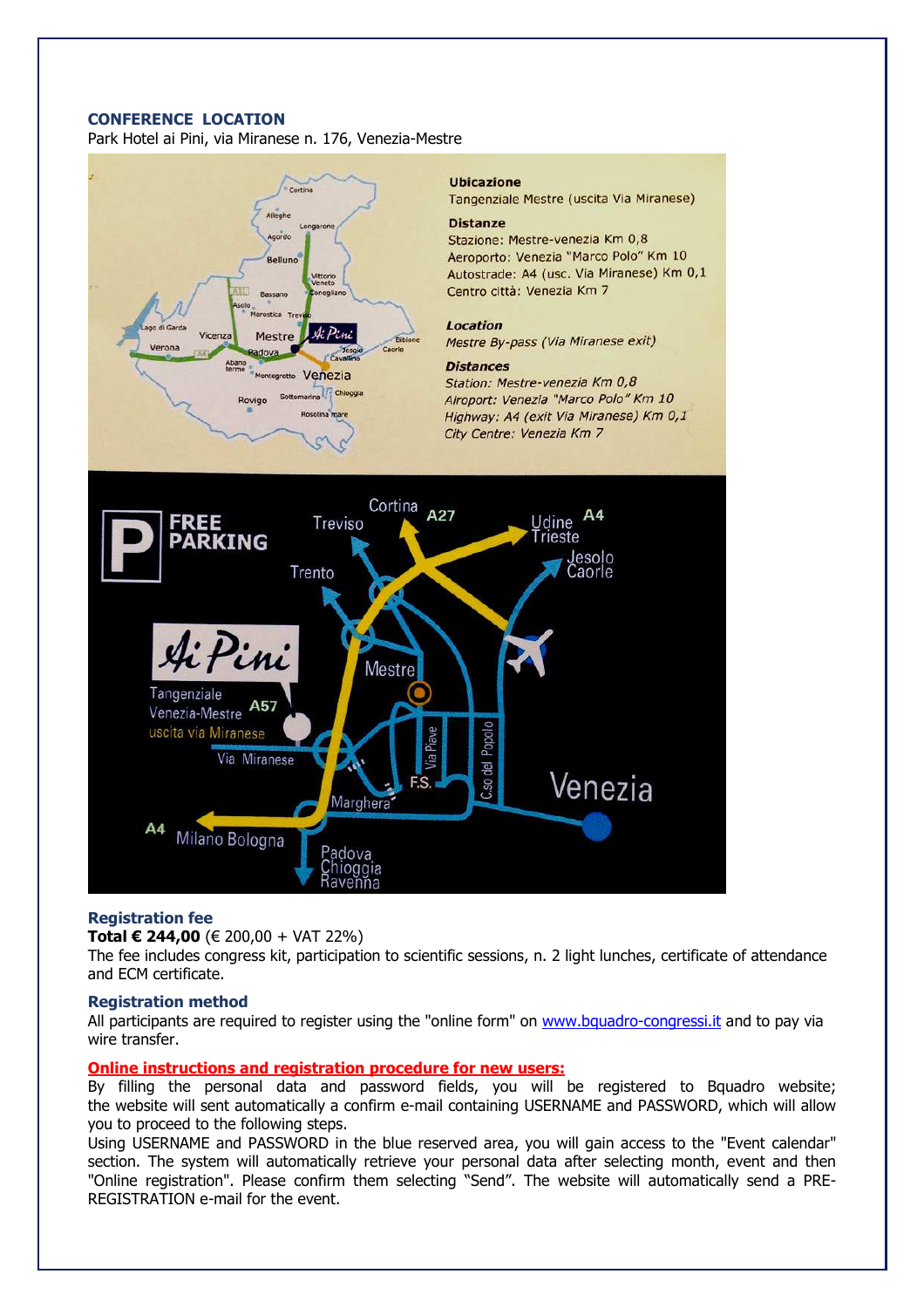### CONFERENCE LOCATION

Park Hotel ai Pini, via Miranese n. 176, Venezia-Mestre

**Ubicazione**
Tangenziale Mestre (uscita Via Miranese)

**Distanze**
Stazione: Mestre-venezia Km 0,8
Aeroporto: Venezia "Marco Polo" Km 10
Autostrade: A4 (usc. Via Miranese) Km 0,1
Centro città: Venezia Km 7

***Location***
*Mestre By-pass (Via Miranese exit)*

***Distances***
*Station: Mestre-venezia Km 0,8*
*Airoport: Venezia "Marco Polo" Km 10*
*Highway: A4 (exit Via Miranese) Km 0,1*
*City Centre: Venezia Km 7*

**FREE PARKING**

### Registration fee

**Total € 244,00** (€ 200,00 + VAT 22%)

The fee includes congress kit, participation to scientific sessions, n. 2 light lunches, certificate of attendance and ECM certificate.

### Registration method

All participants are required to register using the "online form" on www.bquadro-congressi.it and to pay via wire transfer.

**Online instructions and registration procedure for new users:**

By filling the personal data and password fields, you will be registered to Bquadro website; the website will sent automatically a confirm e-mail containing USERNAME and PASSWORD, which will allow you to proceed to the following steps.

Using USERNAME and PASSWORD in the blue reserved area, you will gain access to the "Event calendar" section. The system will automatically retrieve your personal data after selecting month, event and then "Online registration". Please confirm them selecting "Send". The website will automatically send a PRE-REGISTRATION e-mail for the event.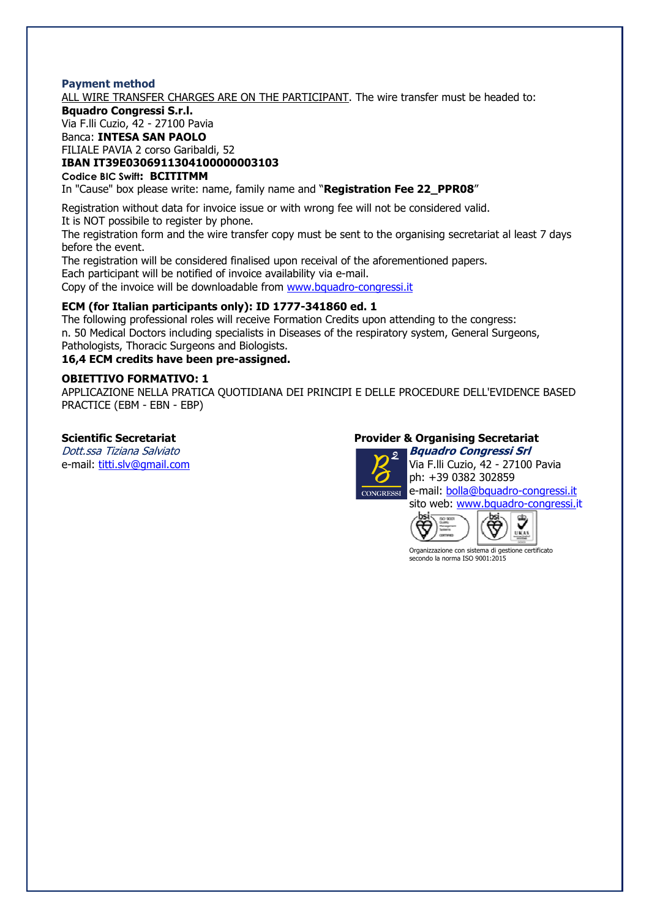### Payment method

ALL WIRE TRANSFER CHARGES ARE ON THE PARTICIPANT. The wire transfer must be headed to:
**Bquadro Congressi S.r.l.**
Via F.lli Cuzio, 42 - 27100 Pavia
Banca: **INTESA SAN PAOLO**
FILIALE PAVIA 2 corso Garibaldi, 52
**IBAN IT39E0306911304100000003103**
**Codice BIC Swift: BCITITMM**
In "Cause" box please write: name, family name and "**Registration Fee 22_PPR08**"

Registration without data for invoice issue or with wrong fee will not be considered valid.
It is NOT possibile to register by phone.
The registration form and the wire transfer copy must be sent to the organising secretariat al least 7 days before the event.
The registration will be considered finalised upon receival of the aforementioned papers.
Each participant will be notified of invoice availability via e-mail.
Copy of the invoice will be downloadable from www.bquadro-congressi.it

**ECM (for Italian participants only): ID 1777-341860 ed. 1**
The following professional roles will receive Formation Credits upon attending to the congress:
n. 50 Medical Doctors including specialists in Diseases of the respiratory system, General Surgeons, Pathologists, Thoracic Surgeons and Biologists.
**16,4 ECM credits have been pre-assigned.**

**OBIETTIVO FORMATIVO: 1**
APPLICAZIONE NELLA PRATICA QUOTIDIANA DEI PRINCIPI E DELLE PROCEDURE DELL'EVIDENCE BASED PRACTICE (EBM - EBN - EBP)

**Scientific Secretariat**
*Dott.ssa Tiziana Salviato*
e-mail: titti.slv@gmail.com

**Provider & Organising Secretariat**
***Bquadro Congressi Srl***
Via F.lli Cuzio, 42 - 27100 Pavia
ph: +39 0382 302859
e-mail: bolla@bquadro-congressi.it
sito web: www.bquadro-congressi.it

Organizzazione con sistema di gestione certificato secondo la norma ISO 9001:2015